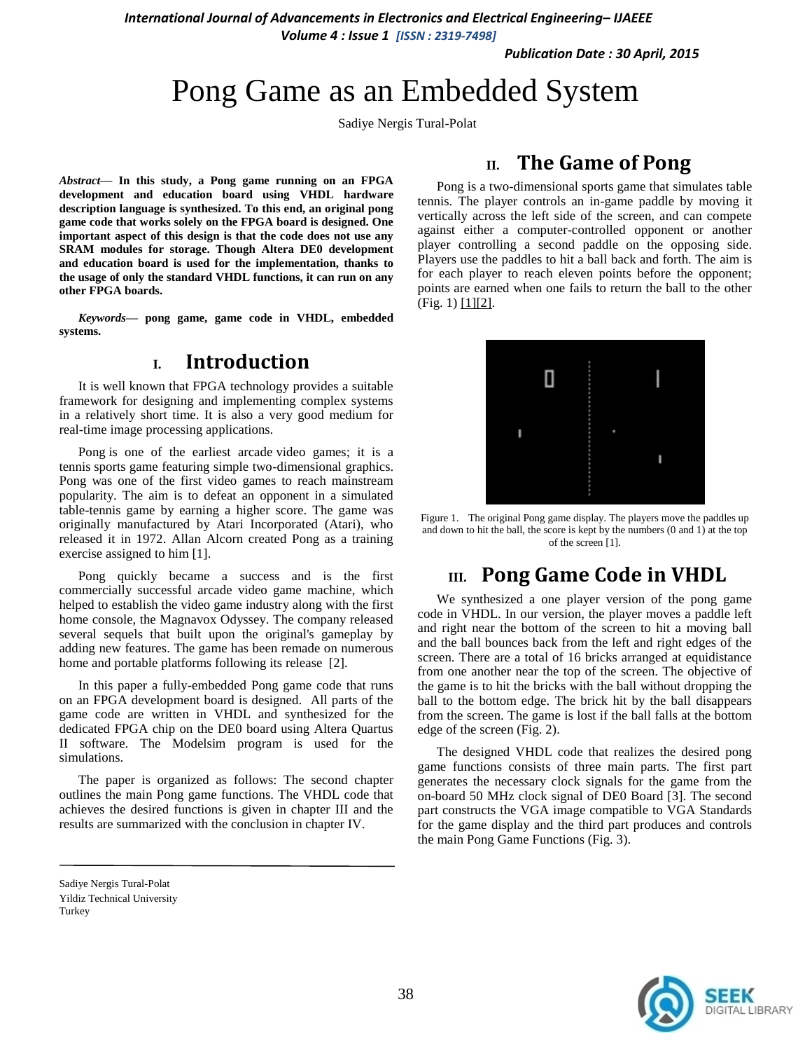# Pong Game as an Embedded System

Sadiye Nergis Tural-Polat

***Abstract*— In this study, a Pong game running on an FPGA development and education board using VHDL hardware description language is synthesized. To this end, an original pong game code that works solely on the FPGA board is designed. One important aspect of this design is that the code does not use any SRAM modules for storage. Though Altera DE0 development and education board is used for the implementation, thanks to the usage of only the standard VHDL functions, it can run on any other FPGA boards.**

***Keywords*— pong game, game code in VHDL, embedded systems.**

## I. Introduction

It is well known that FPGA technology provides a suitable framework for designing and implementing complex systems in a relatively short time. It is also a very good medium for real-time image processing applications.

Pong is one of the earliest arcade video games; it is a tennis sports game featuring simple two-dimensional graphics. Pong was one of the first video games to reach mainstream popularity. The aim is to defeat an opponent in a simulated table-tennis game by earning a higher score. The game was originally manufactured by Atari Incorporated (Atari), who released it in 1972. Allan Alcorn created Pong as a training exercise assigned to him [1].

Pong quickly became a success and is the first commercially successful arcade video game machine, which helped to establish the video game industry along with the first home console, the Magnavox Odyssey. The company released several sequels that built upon the original's gameplay by adding new features. The game has been remade on numerous home and portable platforms following its release [2].

In this paper a fully-embedded Pong game code that runs on an FPGA development board is designed. All parts of the game code are written in VHDL and synthesized for the dedicated FPGA chip on the DE0 board using Altera Quartus II software. The Modelsim program is used for the simulations.

The paper is organized as follows: The second chapter outlines the main Pong game functions. The VHDL code that achieves the desired functions is given in chapter III and the results are summarized with the conclusion in chapter IV.

Sadiye Nergis Tural-Polat
Yildiz Technical University
Turkey

## II. The Game of Pong

Pong is a two-dimensional sports game that simulates table tennis. The player controls an in-game paddle by moving it vertically across the left side of the screen, and can compete against either a computer-controlled opponent or another player controlling a second paddle on the opposing side. Players use the paddles to hit a ball back and forth. The aim is for each player to reach eleven points before the opponent; points are earned when one fails to return the ball to the other (Fig. 1) [1][2].

Figure 1. The original Pong game display. The players move the paddles up and down to hit the ball, the score is kept by the numbers (0 and 1) at the top of the screen [1].

## III. Pong Game Code in VHDL

We synthesized a one player version of the pong game code in VHDL. In our version, the player moves a paddle left and right near the bottom of the screen to hit a moving ball and the ball bounces back from the left and right edges of the screen. There are a total of 16 bricks arranged at equidistance from one another near the top of the screen. The objective of the game is to hit the bricks with the ball without dropping the ball to the bottom edge. The brick hit by the ball disappears from the screen. The game is lost if the ball falls at the bottom edge of the screen (Fig. 2).

The designed VHDL code that realizes the desired pong game functions consists of three main parts. The first part generates the necessary clock signals for the game from the on-board 50 MHz clock signal of DE0 Board [3]. The second part constructs the VGA image compatible to VGA Standards for the game display and the third part produces and controls the main Pong Game Functions (Fig. 3).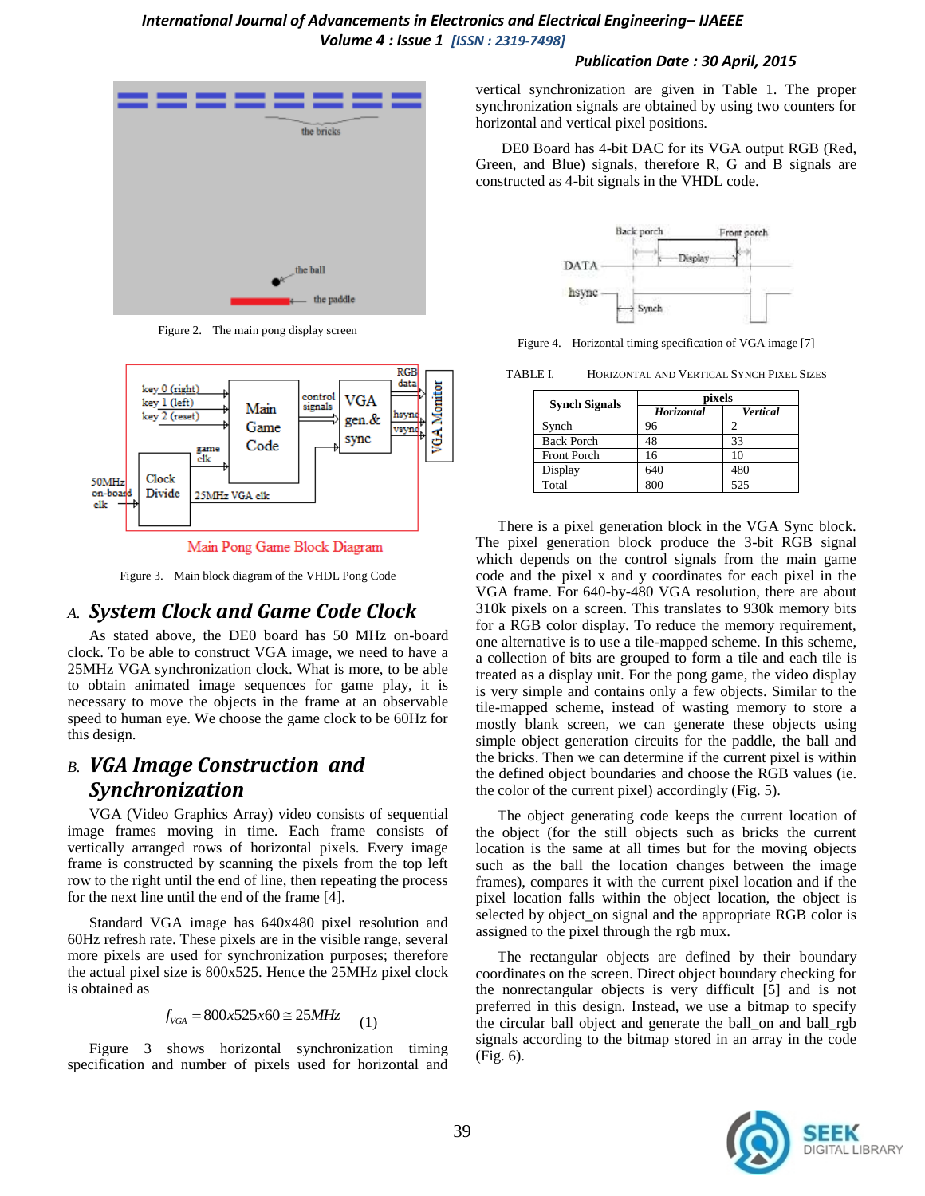Figure 2. The main pong display screen

Figure 3. Main block diagram of the VHDL Pong Code

### A. *System Clock and Game Code Clock*

As stated above, the DE0 board has 50 MHz on-board clock. To be able to construct VGA image, we need to have a 25MHz VGA synchronization clock. What is more, to be able to obtain animated image sequences for game play, it is necessary to move the objects in the frame at an observable speed to human eye. We choose the game clock to be 60Hz for this design.

### B. *VGA Image Construction and Synchronization*

VGA (Video Graphics Array) video consists of sequential image frames moving in time. Each frame consists of vertically arranged rows of horizontal pixels. Every image frame is constructed by scanning the pixels from the top left row to the right until the end of line, then repeating the process for the next line until the end of the frame [4].

Standard VGA image has 640x480 pixel resolution and 60Hz refresh rate. These pixels are in the visible range, several more pixels are used for synchronization purposes; therefore the actual pixel size is 800x525. Hence the 25MHz pixel clock is obtained as

$$f_{VGA} = 800x525x60 \cong 25MHz \quad (1)$$

Figure 3 shows horizontal synchronization timing specification and number of pixels used for horizontal and vertical synchronization are given in Table 1. The proper synchronization signals are obtained by using two counters for horizontal and vertical pixel positions.

DE0 Board has 4-bit DAC for its VGA output RGB (Red, Green, and Blue) signals, therefore R, G and B signals are constructed as 4-bit signals in the VHDL code.

Figure 4. Horizontal timing specification of VGA image [7]

TABLE I. HORIZONTAL AND VERTICAL SYNCH PIXEL SIZES

| Synch Signals | pixels | |
|---|---|---|
| | *Horizontal* | *Vertical* |
| Synch | 96 | 2 |
| Back Porch | 48 | 33 |
| Front Porch | 16 | 10 |
| Display | 640 | 480 |
| Total | 800 | 525 |

There is a pixel generation block in the VGA Sync block. The pixel generation block produce the 3-bit RGB signal which depends on the control signals from the main game code and the pixel x and y coordinates for each pixel in the VGA frame. For 640-by-480 VGA resolution, there are about 310k pixels on a screen. This translates to 930k memory bits for a RGB color display. To reduce the memory requirement, one alternative is to use a tile-mapped scheme. In this scheme, a collection of bits are grouped to form a tile and each tile is treated as a display unit. For the pong game, the video display is very simple and contains only a few objects. Similar to the tile-mapped scheme, instead of wasting memory to store a mostly blank screen, we can generate these objects using simple object generation circuits for the paddle, the ball and the bricks. Then we can determine if the current pixel is within the defined object boundaries and choose the RGB values (ie. the color of the current pixel) accordingly (Fig. 5).

The object generating code keeps the current location of the object (for the still objects such as bricks the current location is the same at all times but for the moving objects such as the ball the location changes between the image frames), compares it with the current pixel location and if the pixel location falls within the object location, the object is selected by object_on signal and the appropriate RGB color is assigned to the pixel through the rgb mux.

The rectangular objects are defined by their boundary coordinates on the screen. Direct object boundary checking for the nonrectangular objects is very difficult [5] and is not preferred in this design. Instead, we use a bitmap to specify the circular ball object and generate the ball_on and ball_rgb signals according to the bitmap stored in an array in the code (Fig. 6).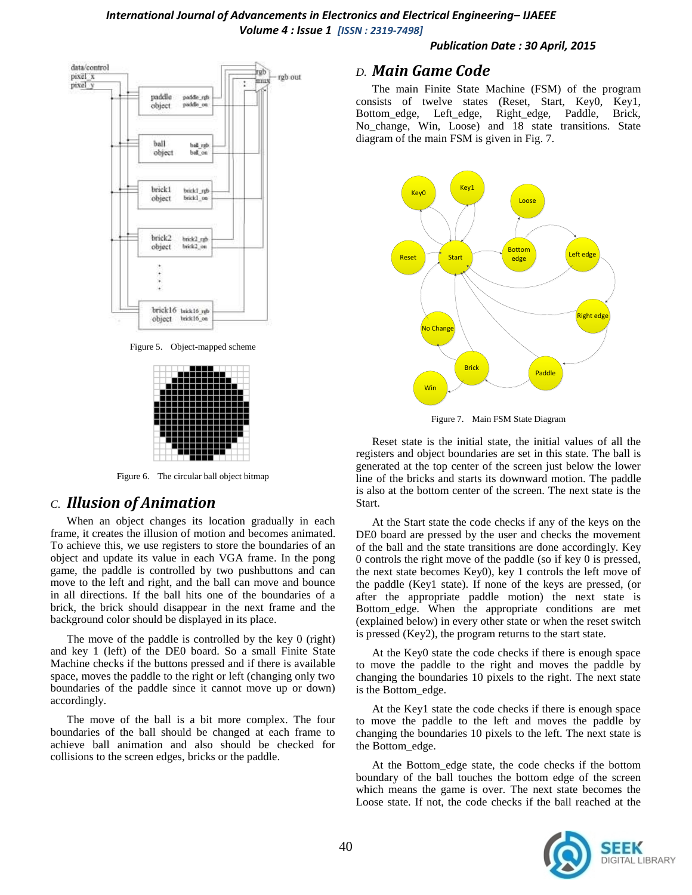Figure 5. Object-mapped scheme

Figure 6. The circular ball object bitmap

### C. *Illusion of Animation*

When an object changes its location gradually in each frame, it creates the illusion of motion and becomes animated. To achieve this, we use registers to store the boundaries of an object and update its value in each VGA frame. In the pong game, the paddle is controlled by two pushbuttons and can move to the left and right, and the ball can move and bounce in all directions. If the ball hits one of the boundaries of a brick, the brick should disappear in the next frame and the background color should be displayed in its place.

The move of the paddle is controlled by the key 0 (right) and key 1 (left) of the DE0 board. So a small Finite State Machine checks if the buttons pressed and if there is available space, moves the paddle to the right or left (changing only two boundaries of the paddle since it cannot move up or down) accordingly.

The move of the ball is a bit more complex. The four boundaries of the ball should be changed at each frame to achieve ball animation and also should be checked for collisions to the screen edges, bricks or the paddle.

### D. *Main Game Code*

The main Finite State Machine (FSM) of the program consists of twelve states (Reset, Start, Key0, Key1, Bottom_edge, Left_edge, Right_edge, Paddle, Brick, No_change, Win, Loose) and 18 state transitions. State diagram of the main FSM is given in Fig. 7.

Figure 7. Main FSM State Diagram

Reset state is the initial state, the initial values of all the registers and object boundaries are set in this state. The ball is generated at the top center of the screen just below the lower line of the bricks and starts its downward motion. The paddle is also at the bottom center of the screen. The next state is the Start.

At the Start state the code checks if any of the keys on the DE0 board are pressed by the user and checks the movement of the ball and the state transitions are done accordingly. Key 0 controls the right move of the paddle (so if key 0 is pressed, the next state becomes Key0), key 1 controls the left move of the paddle (Key1 state). If none of the keys are pressed, (or after the appropriate paddle motion) the next state is Bottom_edge. When the appropriate conditions are met (explained below) in every other state or when the reset switch is pressed (Key2), the program returns to the start state.

At the Key0 state the code checks if there is enough space to move the paddle to the right and moves the paddle by changing the boundaries 10 pixels to the right. The next state is the Bottom_edge.

At the Key1 state the code checks if there is enough space to move the paddle to the left and moves the paddle by changing the boundaries 10 pixels to the left. The next state is the Bottom_edge.

At the Bottom_edge state, the code checks if the bottom boundary of the ball touches the bottom edge of the screen which means the game is over. The next state becomes the Loose state. If not, the code checks if the ball reached at the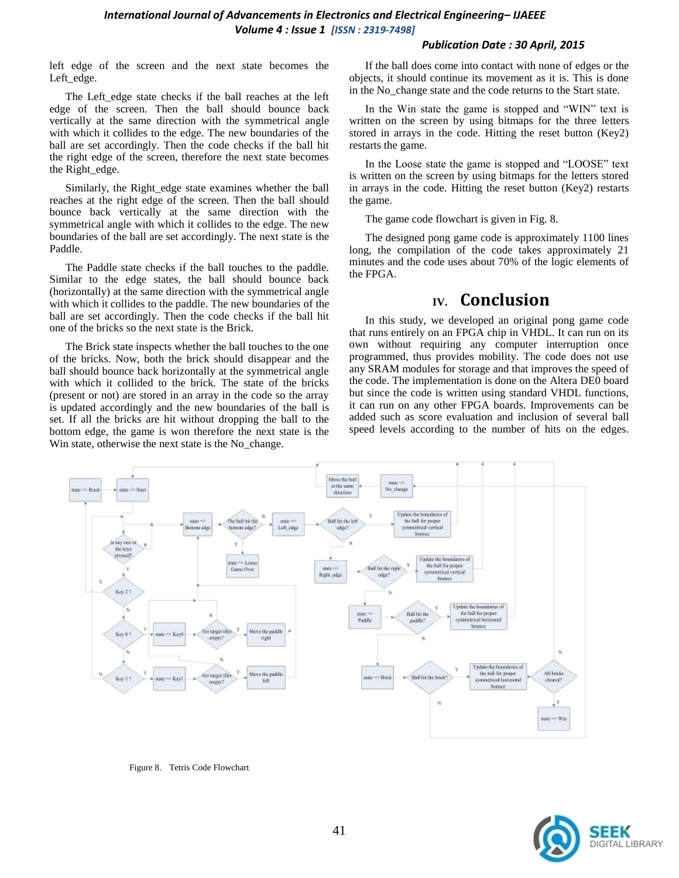left edge of the screen and the next state becomes the Left_edge.

The Left_edge state checks if the ball reaches at the left edge of the screen. Then the ball should bounce back vertically at the same direction with the symmetrical angle with which it collides to the edge. The new boundaries of the ball are set accordingly. Then the code checks if the ball hit the right edge of the screen, therefore the next state becomes the Right_edge.

Similarly, the Right_edge state examines whether the ball reaches at the right edge of the screen. Then the ball should bounce back vertically at the same direction with the symmetrical angle with which it collides to the edge. The new boundaries of the ball are set accordingly. The next state is the Paddle.

The Paddle state checks if the ball touches to the paddle. Similar to the edge states, the ball should bounce back (horizontally) at the same direction with the symmetrical angle with which it collides to the paddle. The new boundaries of the ball are set accordingly. Then the code checks if the ball hit one of the bricks so the next state is the Brick.

The Brick state inspects whether the ball touches to the one of the bricks. Now, both the brick should disappear and the ball should bounce back horizontally at the symmetrical angle with which it collided to the brick. The state of the bricks (present or not) are stored in an array in the code so the array is updated accordingly and the new boundaries of the ball is set. If all the bricks are hit without dropping the ball to the bottom edge, the game is won therefore the next state is the Win state, otherwise the next state is the No_change.

If the ball does come into contact with none of edges or the objects, it should continue its movement as it is. This is done in the No_change state and the code returns to the Start state.

In the Win state the game is stopped and "WIN" text is written on the screen by using bitmaps for the three letters stored in arrays in the code. Hitting the reset button (Key2) restarts the game.

In the Loose state the game is stopped and "LOOSE" text is written on the screen by using bitmaps for the letters stored in arrays in the code. Hitting the reset button (Key2) restarts the game.

The game code flowchart is given in Fig. 8.

The designed pong game code is approximately 1100 lines long, the compilation of the code takes approximately 21 minutes and the code uses about 70% of the logic elements of the FPGA.

## IV. Conclusion

In this study, we developed an original pong game code that runs entirely on an FPGA chip in VHDL. It can run on its own without requiring any computer interruption once programmed, thus provides mobility. The code does not use any SRAM modules for storage and that improves the speed of the code. The implementation is done on the Altera DE0 board but since the code is written using standard VHDL functions, it can run on any other FPGA boards. Improvements can be added such as score evaluation and inclusion of several ball speed levels according to the number of hits on the edges.

Figure 8. Tetris Code Flowchart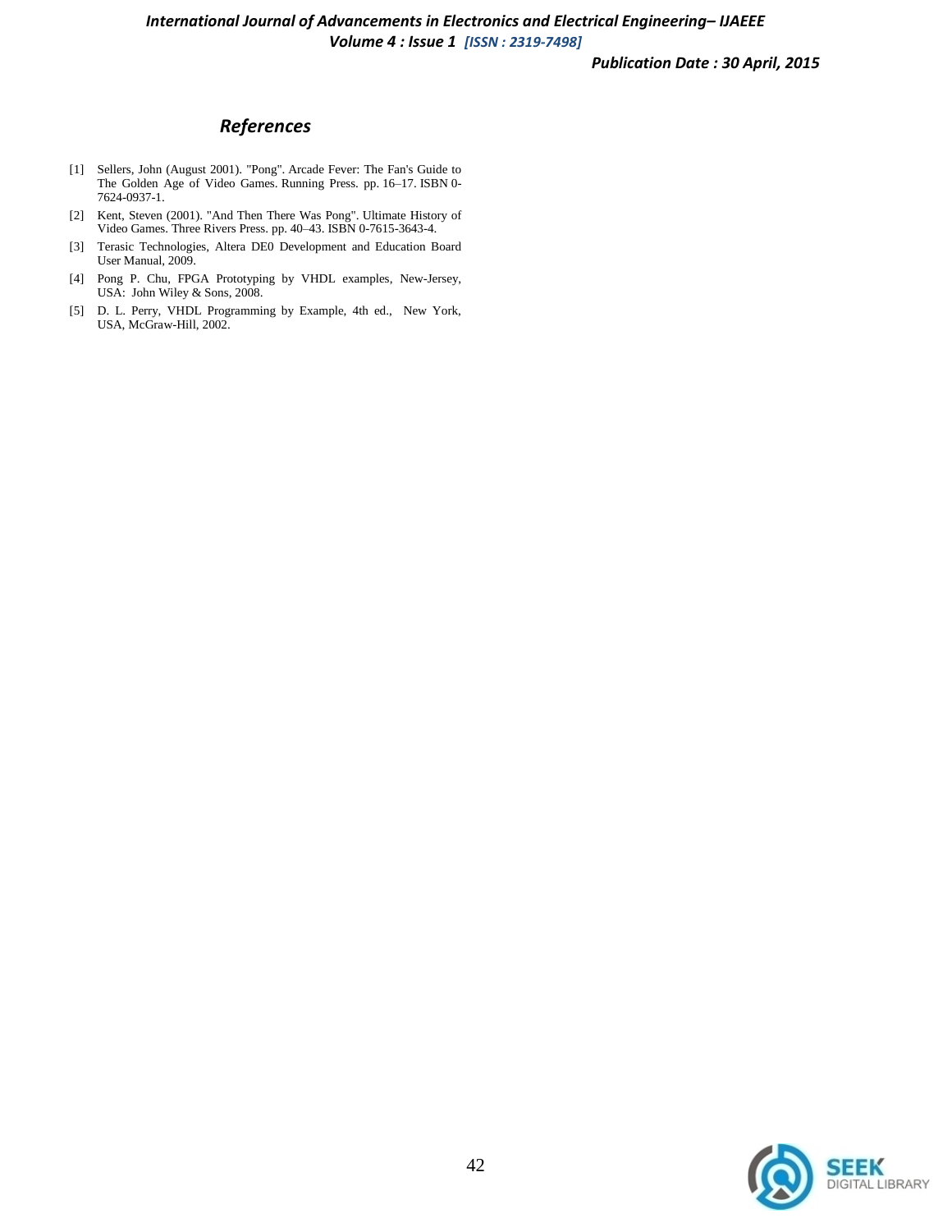## *References*

[1] Sellers, John (August 2001). "Pong". Arcade Fever: The Fan's Guide to The Golden Age of Video Games. Running Press. pp. 16–17. ISBN 0-7624-0937-1.

[2] Kent, Steven (2001). "And Then There Was Pong". Ultimate History of Video Games. Three Rivers Press. pp. 40–43. ISBN 0-7615-3643-4.

[3] Terasic Technologies, Altera DE0 Development and Education Board User Manual, 2009.

[4] Pong P. Chu, FPGA Prototyping by VHDL examples, New-Jersey, USA: John Wiley & Sons, 2008.

[5] D. L. Perry, VHDL Programming by Example, 4th ed., New York, USA, McGraw-Hill, 2002.